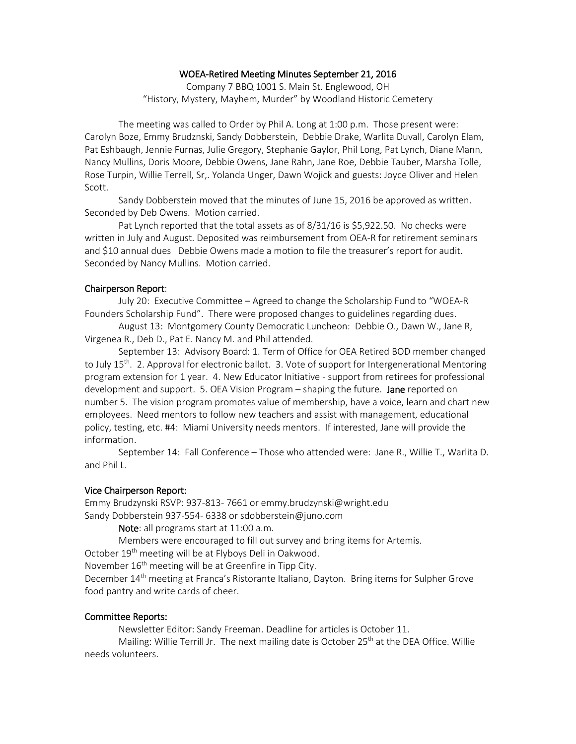# WOEA-Retired Meeting Minutes September 21, 2016

Company 7 BBQ 1001 S. Main St. Englewood, OH

"History, Mystery, Mayhem, Murder" by Woodland Historic Cemetery

The meeting was called to Order by Phil A. Long at 1:00 p.m. Those present were: Carolyn Boze, Emmy Brudznski, Sandy Dobberstein, Debbie Drake, Warlita Duvall, Carolyn Elam, Pat Eshbaugh, Jennie Furnas, Julie Gregory, Stephanie Gaylor, Phil Long, Pat Lynch, Diane Mann, Nancy Mullins, Doris Moore, Debbie Owens, Jane Rahn, Jane Roe, Debbie Tauber, Marsha Tolle, Rose Turpin, Willie Terrell, Sr,. Yolanda Unger, Dawn Wojick and guests: Joyce Oliver and Helen Scott.

Sandy Dobberstein moved that the minutes of June 15, 2016 be approved as written. Seconded by Deb Owens. Motion carried.

Pat Lynch reported that the total assets as of 8/31/16 is $5,922.50. No checks were written in July and August. Deposited was reimbursement from OEA-R for retirement seminars and $10 annual dues Debbie Owens made a motion to file the treasurer's report for audit. Seconded by Nancy Mullins. Motion carried.

## Chairperson Report:

July 20: Executive Committee – Agreed to change the Scholarship Fund to "WOEA-R Founders Scholarship Fund". There were proposed changes to guidelines regarding dues.

August 13: Montgomery County Democratic Luncheon: Debbie O., Dawn W., Jane R, Virgenea R., Deb D., Pat E. Nancy M. and Phil attended.

September 13: Advisory Board: 1. Term of Office for OEA Retired BOD member changed to July 15th. 2. Approval for electronic ballot. 3. Vote of support for Intergenerational Mentoring program extension for 1 year. 4. New Educator Initiative - support from retirees for professional development and support. 5. OEA Vision Program – shaping the future. **Jane** reported on number 5. The vision program promotes value of membership, have a voice, learn and chart new employees. Need mentors to follow new teachers and assist with management, educational policy, testing, etc. #4: Miami University needs mentors. If interested, Jane will provide the information.

September 14: Fall Conference – Those who attended were: Jane R., Willie T., Warlita D. and Phil L.

## Vice Chairperson Report:

Emmy Brudzynski RSVP: 937-813- 7661 or emmy.brudzynski@wright.edu

Sandy Dobberstein 937-554- 6338 or sdobberstein@juno.com

**Note**: all programs start at 11:00 a.m.

Members were encouraged to fill out survey and bring items for Artemis.

October 19th meeting will be at Flyboys Deli in Oakwood.

November 16th meeting will be at Greenfire in Tipp City.

December 14th meeting at Franca's Ristorante Italiano, Dayton. Bring items for Sulpher Grove food pantry and write cards of cheer.

## Committee Reports:

Newsletter Editor: Sandy Freeman. Deadline for articles is October 11.

Mailing: Willie Terrill Jr. The next mailing date is October 25th at the DEA Office. Willie needs volunteers.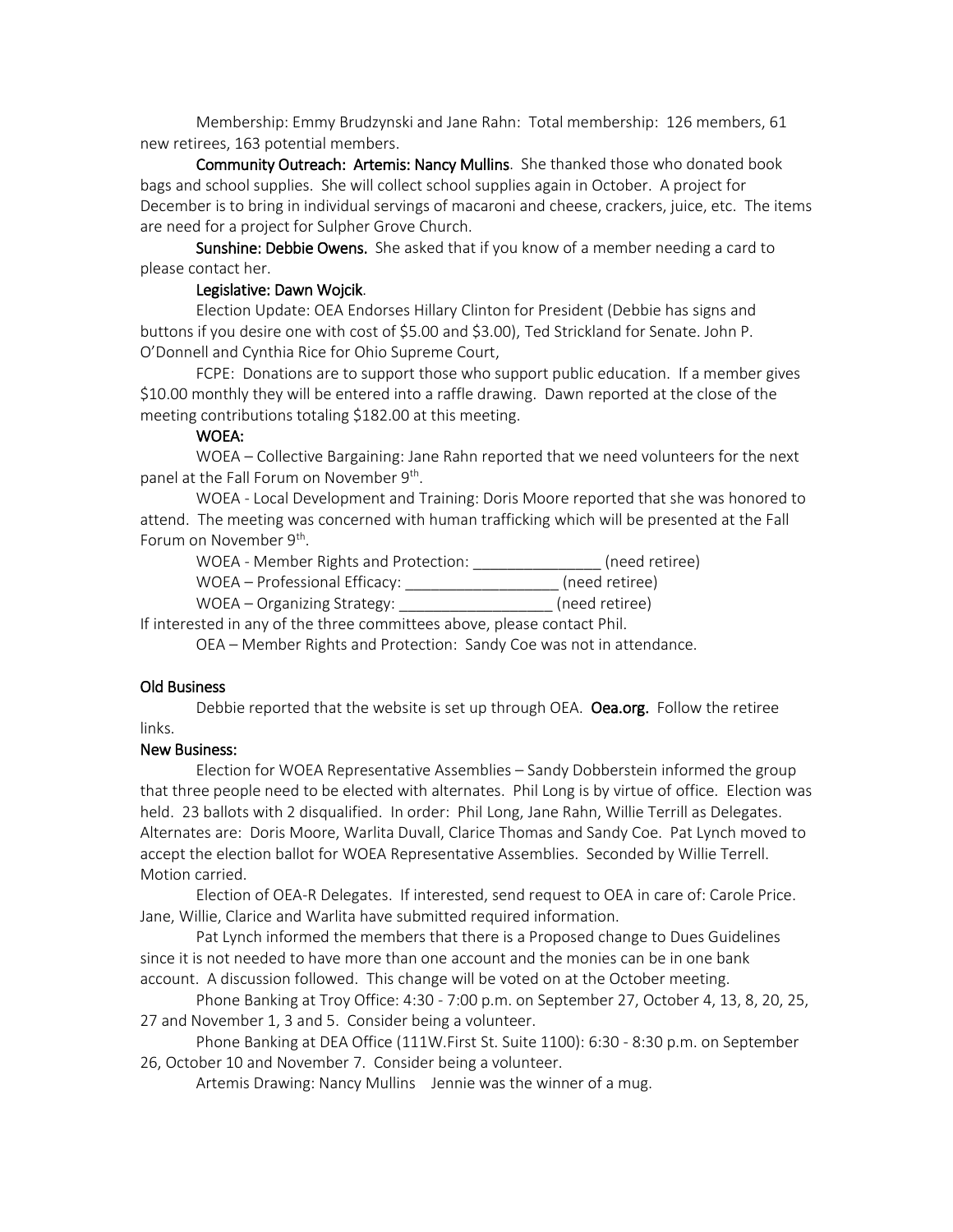Membership: Emmy Brudzynski and Jane Rahn: Total membership: 126 members, 61 new retirees, 163 potential members.

**Community Outreach: Artemis: Nancy Mullins**. She thanked those who donated book bags and school supplies. She will collect school supplies again in October. A project for December is to bring in individual servings of macaroni and cheese, crackers, juice, etc. The items are need for a project for Sulpher Grove Church.

**Sunshine: Debbie Owens.** She asked that if you know of a member needing a card to please contact her.

Legislative: Dawn Wojcik.

Election Update: OEA Endorses Hillary Clinton for President (Debbie has signs and buttons if you desire one with cost of $5.00 and $3.00), Ted Strickland for Senate. John P. O'Donnell and Cynthia Rice for Ohio Supreme Court,

FCPE: Donations are to support those who support public education. If a member gives $10.00 monthly they will be entered into a raffle drawing. Dawn reported at the close of the meeting contributions totaling $182.00 at this meeting.

WOEA:

WOEA – Collective Bargaining: Jane Rahn reported that we need volunteers for the next panel at the Fall Forum on November 9th.

WOEA - Local Development and Training: Doris Moore reported that she was honored to attend. The meeting was concerned with human trafficking which will be presented at the Fall Forum on November 9th.

WOEA - Member Rights and Protection: _______________ (need retiree)

WOEA – Professional Efficacy: __________________ (need retiree)

WOEA – Organizing Strategy: __________________ (need retiree)

If interested in any of the three committees above, please contact Phil.

OEA – Member Rights and Protection: Sandy Coe was not in attendance.

Old Business

Debbie reported that the website is set up through OEA. **Oea.org.** Follow the retiree links.

New Business:

Election for WOEA Representative Assemblies – Sandy Dobberstein informed the group that three people need to be elected with alternates. Phil Long is by virtue of office. Election was held. 23 ballots with 2 disqualified. In order: Phil Long, Jane Rahn, Willie Terrill as Delegates. Alternates are: Doris Moore, Warlita Duvall, Clarice Thomas and Sandy Coe. Pat Lynch moved to accept the election ballot for WOEA Representative Assemblies. Seconded by Willie Terrell. Motion carried.

Election of OEA-R Delegates. If interested, send request to OEA in care of: Carole Price. Jane, Willie, Clarice and Warlita have submitted required information.

Pat Lynch informed the members that there is a Proposed change to Dues Guidelines since it is not needed to have more than one account and the monies can be in one bank account. A discussion followed. This change will be voted on at the October meeting.

Phone Banking at Troy Office: 4:30 - 7:00 p.m. on September 27, October 4, 13, 8, 20, 25, 27 and November 1, 3 and 5. Consider being a volunteer.

Phone Banking at DEA Office (111W.First St. Suite 1100): 6:30 - 8:30 p.m. on September 26, October 10 and November 7. Consider being a volunteer.

Artemis Drawing: Nancy Mullins Jennie was the winner of a mug.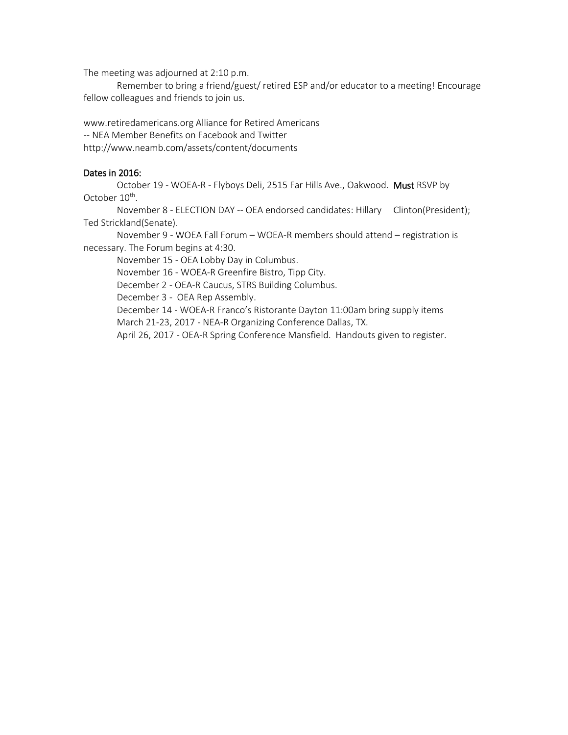The meeting was adjourned at 2:10 p.m.

Remember to bring a friend/guest/ retired ESP and/or educator to a meeting! Encourage fellow colleagues and friends to join us.

www.retiredamericans.org Alliance for Retired Americans
-- NEA Member Benefits on Facebook and Twitter
http://www.neamb.com/assets/content/documents

Dates in 2016:

October 19 - WOEA-R - Flyboys Deli, 2515 Far Hills Ave., Oakwood. **Must** RSVP by October 10th.

November 8 - ELECTION DAY -- OEA endorsed candidates: Hillary Clinton(President); Ted Strickland(Senate).

November 9 - WOEA Fall Forum – WOEA-R members should attend – registration is necessary. The Forum begins at 4:30.

November 15 - OEA Lobby Day in Columbus.

November 16 - WOEA-R Greenfire Bistro, Tipp City.

December 2 - OEA-R Caucus, STRS Building Columbus.

December 3 - OEA Rep Assembly.

December 14 - WOEA-R Franco's Ristorante Dayton 11:00am bring supply items

March 21-23, 2017 - NEA-R Organizing Conference Dallas, TX.

April 26, 2017 - OEA-R Spring Conference Mansfield. Handouts given to register.